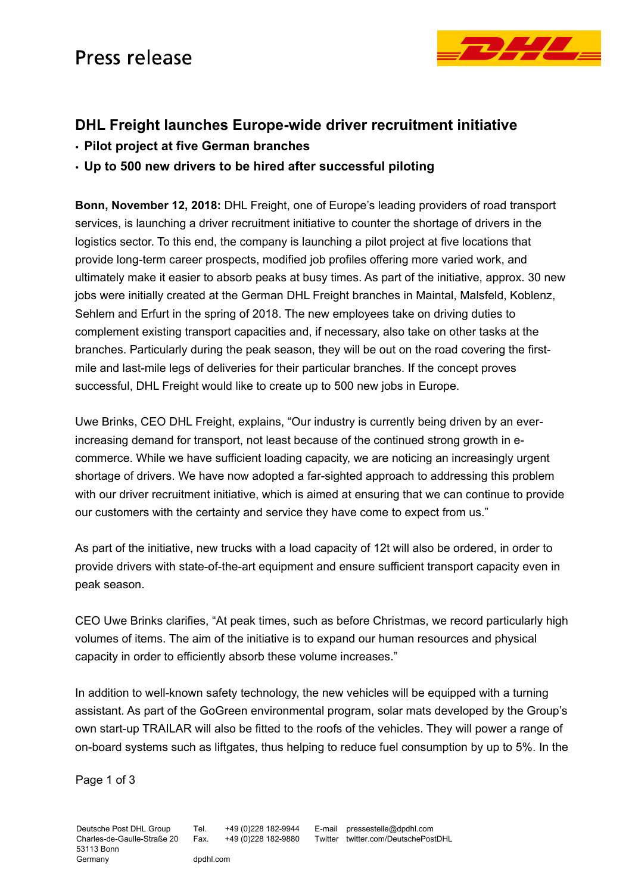Press release

## DHL Freight launches Europe-wide driver recruitment initiative

- **Pilot project at five German branches**
- **Up to 500 new drivers to be hired after successful piloting**

**Bonn, November 12, 2018:** DHL Freight, one of Europe's leading providers of road transport services, is launching a driver recruitment initiative to counter the shortage of drivers in the logistics sector. To this end, the company is launching a pilot project at five locations that provide long-term career prospects, modified job profiles offering more varied work, and ultimately make it easier to absorb peaks at busy times. As part of the initiative, approx. 30 new jobs were initially created at the German DHL Freight branches in Maintal, Malsfeld, Koblenz, Sehlem and Erfurt in the spring of 2018. The new employees take on driving duties to complement existing transport capacities and, if necessary, also take on other tasks at the branches. Particularly during the peak season, they will be out on the road covering the first-mile and last-mile legs of deliveries for their particular branches. If the concept proves successful, DHL Freight would like to create up to 500 new jobs in Europe.

Uwe Brinks, CEO DHL Freight, explains, "Our industry is currently being driven by an ever-increasing demand for transport, not least because of the continued strong growth in e-commerce. While we have sufficient loading capacity, we are noticing an increasingly urgent shortage of drivers. We have now adopted a far-sighted approach to addressing this problem with our driver recruitment initiative, which is aimed at ensuring that we can continue to provide our customers with the certainty and service they have come to expect from us."

As part of the initiative, new trucks with a load capacity of 12t will also be ordered, in order to provide drivers with state-of-the-art equipment and ensure sufficient transport capacity even in peak season.

CEO Uwe Brinks clarifies, "At peak times, such as before Christmas, we record particularly high volumes of items. The aim of the initiative is to expand our human resources and physical capacity in order to efficiently absorb these volume increases."

In addition to well-known safety technology, the new vehicles will be equipped with a turning assistant. As part of the GoGreen environmental program, solar mats developed by the Group's own start-up TRAILAR will also be fitted to the roofs of the vehicles. They will power a range of on-board systems such as liftgates, thus helping to reduce fuel consumption by up to 5%. In the

Deutsche Post DHL Group
Charles-de-Gaulle-Straße 20
53113 Bonn
Germany

Tel. +49 (0)228 182-9944
Fax. +49 (0)228 182-9880
dpdhl.com

E-mail pressestelle@dpdhl.com
Twitter twitter.com/DeutschePostDHL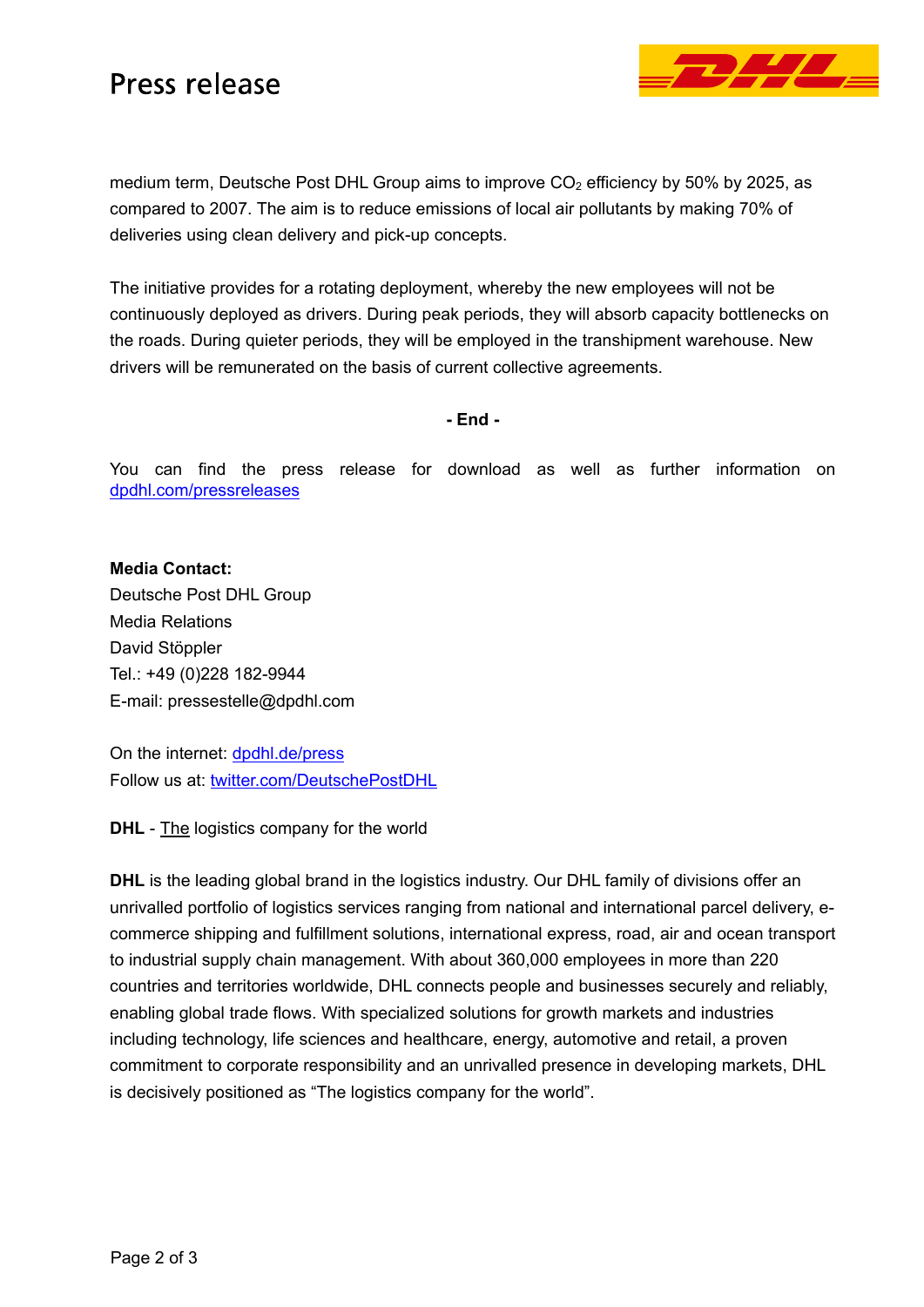medium term, Deutsche Post DHL Group aims to improve $CO_2$ efficiency by 50% by 2025, as compared to 2007. The aim is to reduce emissions of local air pollutants by making 70% of deliveries using clean delivery and pick-up concepts.

The initiative provides for a rotating deployment, whereby the new employees will not be continuously deployed as drivers. During peak periods, they will absorb capacity bottlenecks on the roads. During quieter periods, they will be employed in the transhipment warehouse. New drivers will be remunerated on the basis of current collective agreements.

**- End -**

You can find the press release for download as well as further information on [dpdhl.com/pressreleases](dpdhl.com/pressreleases)

**Media Contact:**
Deutsche Post DHL Group
Media Relations
David Stöppler
Tel.: +49 (0)228 182-9944
E-mail: pressestelle@dpdhl.com

On the internet: [dpdhl.de/press](dpdhl.de/press)
Follow us at: [twitter.com/DeutschePostDHL](twitter.com/DeutschePostDHL)

**DHL** - The logistics company for the world

**DHL** is the leading global brand in the logistics industry. Our DHL family of divisions offer an unrivalled portfolio of logistics services ranging from national and international parcel delivery, e-commerce shipping and fulfillment solutions, international express, road, air and ocean transport to industrial supply chain management. With about 360,000 employees in more than 220 countries and territories worldwide, DHL connects people and businesses securely and reliably, enabling global trade flows. With specialized solutions for growth markets and industries including technology, life sciences and healthcare, energy, automotive and retail, a proven commitment to corporate responsibility and an unrivalled presence in developing markets, DHL is decisively positioned as "The logistics company for the world".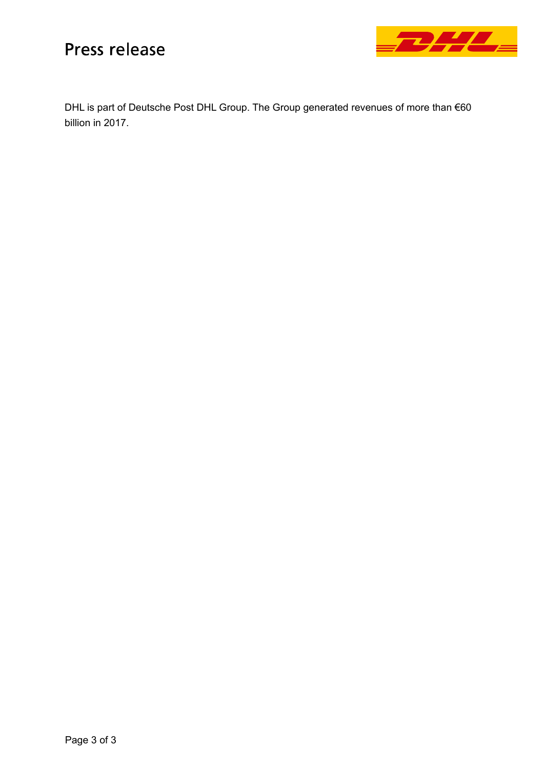DHL is part of Deutsche Post DHL Group. The Group generated revenues of more than €60 billion in 2017.